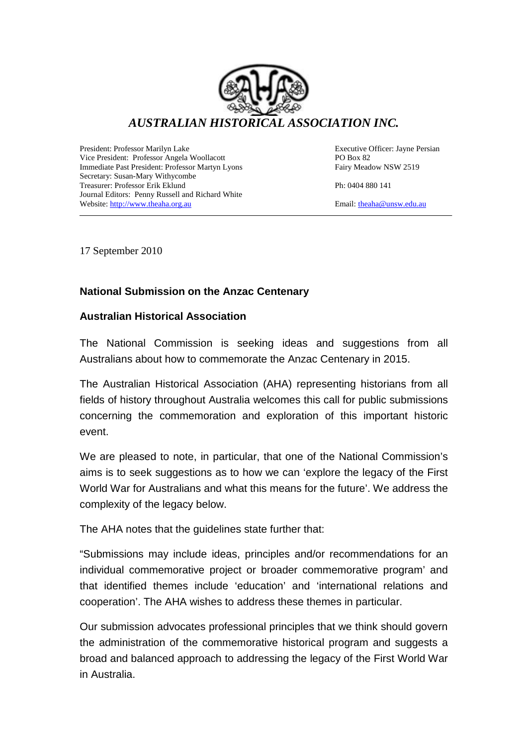# *AUSTRALIAN HISTORICAL ASSOCIATION INC.*

President: Professor Marilyn Lake
Vice President: Professor Angela Woollacott
Immediate Past President: Professor Martyn Lyons
Secretary: Susan-Mary Withycombe
Treasurer: Professor Erik Eklund
Journal Editors: Penny Russell and Richard White
Website: http://www.theaha.org.au

Executive Officer: Jayne Persian
PO Box 82
Fairy Meadow NSW 2519

Ph: 0404 880 141

Email: theaha@unsw.edu.au

---

17 September 2010

**National Submission on the Anzac Centenary**

**Australian Historical Association**

The National Commission is seeking ideas and suggestions from all Australians about how to commemorate the Anzac Centenary in 2015.

The Australian Historical Association (AHA) representing historians from all fields of history throughout Australia welcomes this call for public submissions concerning the commemoration and exploration of this important historic event.

We are pleased to note, in particular, that one of the National Commission's aims is to seek suggestions as to how we can 'explore the legacy of the First World War for Australians and what this means for the future'. We address the complexity of the legacy below.

The AHA notes that the guidelines state further that:

"Submissions may include ideas, principles and/or recommendations for an individual commemorative project or broader commemorative program' and that identified themes include 'education' and 'international relations and cooperation'. The AHA wishes to address these themes in particular.

Our submission advocates professional principles that we think should govern the administration of the commemorative historical program and suggests a broad and balanced approach to addressing the legacy of the First World War in Australia.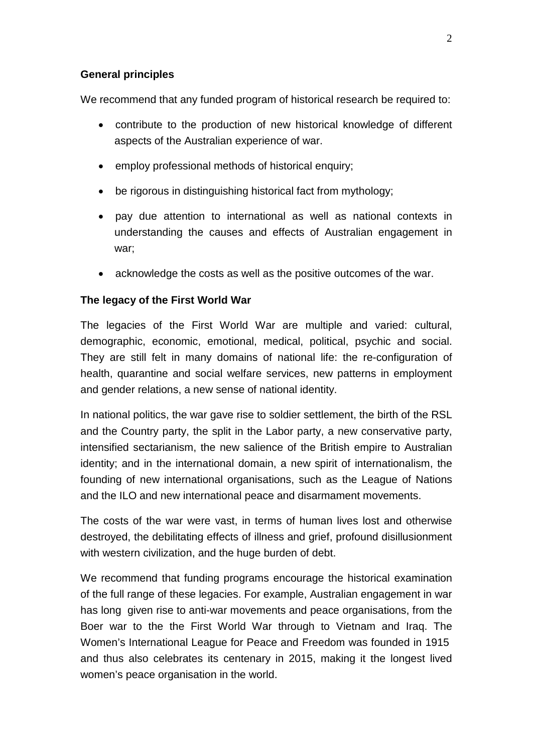**General principles**

We recommend that any funded program of historical research be required to:

- contribute to the production of new historical knowledge of different aspects of the Australian experience of war.
- employ professional methods of historical enquiry;
- be rigorous in distinguishing historical fact from mythology;
- pay due attention to international as well as national contexts in understanding the causes and effects of Australian engagement in war;
- acknowledge the costs as well as the positive outcomes of the war.

**The legacy of the First World War**

The legacies of the First World War are multiple and varied: cultural, demographic, economic, emotional, medical, political, psychic and social. They are still felt in many domains of national life: the re-configuration of health, quarantine and social welfare services, new patterns in employment and gender relations, a new sense of national identity.

In national politics, the war gave rise to soldier settlement, the birth of the RSL and the Country party, the split in the Labor party, a new conservative party, intensified sectarianism, the new salience of the British empire to Australian identity; and in the international domain, a new spirit of internationalism, the founding of new international organisations, such as the League of Nations and the ILO and new international peace and disarmament movements.

The costs of the war were vast, in terms of human lives lost and otherwise destroyed, the debilitating effects of illness and grief, profound disillusionment with western civilization, and the huge burden of debt.

We recommend that funding programs encourage the historical examination of the full range of these legacies. For example, Australian engagement in war has long given rise to anti-war movements and peace organisations, from the Boer war to the the First World War through to Vietnam and Iraq. The Women's International League for Peace and Freedom was founded in 1915 and thus also celebrates its centenary in 2015, making it the longest lived women's peace organisation in the world.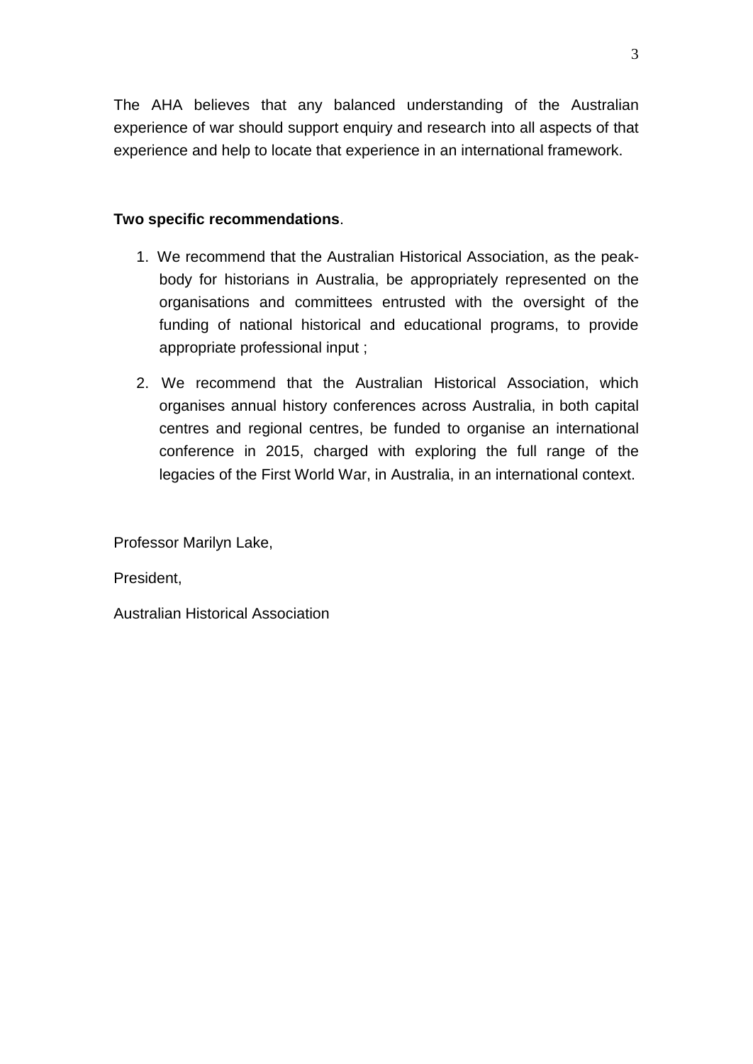The AHA believes that any balanced understanding of the Australian experience of war should support enquiry and research into all aspects of that experience and help to locate that experience in an international framework.

**Two specific recommendations**.

1. We recommend that the Australian Historical Association, as the peak-body for historians in Australia, be appropriately represented on the organisations and committees entrusted with the oversight of the funding of national historical and educational programs, to provide appropriate professional input ;
2. We recommend that the Australian Historical Association, which organises annual history conferences across Australia, in both capital centres and regional centres, be funded to organise an international conference in 2015, charged with exploring the full range of the legacies of the First World War, in Australia, in an international context.

Professor Marilyn Lake,

President,

Australian Historical Association